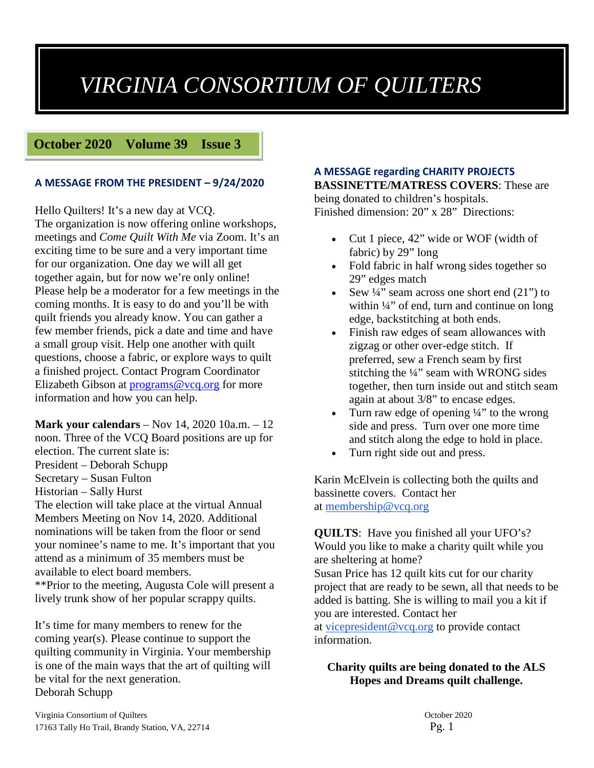# VIRGINIA CONSORTIUM OF QUILTERS

**October 2020 Volume 39 Issue 3**

## A MESSAGE FROM THE PRESIDENT – 9/24/2020

Hello Quilters! It's a new day at VCQ.
The organization is now offering online workshops, meetings and *Come Quilt With Me* via Zoom. It's an exciting time to be sure and a very important time for our organization. One day we will all get together again, but for now we're only online! Please help be a moderator for a few meetings in the coming months. It is easy to do and you'll be with quilt friends you already know. You can gather a few member friends, pick a date and time and have a small group visit. Help one another with quilt questions, choose a fabric, or explore ways to quilt a finished project. Contact Program Coordinator Elizabeth Gibson at programs@vcq.org for more information and how you can help.

**Mark your calendars** – Nov 14, 2020 10a.m. – 12 noon. Three of the VCQ Board positions are up for election. The current slate is:
President – Deborah Schupp
Secretary – Susan Fulton
Historian – Sally Hurst
The election will take place at the virtual Annual Members Meeting on Nov 14, 2020. Additional nominations will be taken from the floor or send your nominee's name to me. It's important that you attend as a minimum of 35 members must be available to elect board members.
**Prior to the meeting, Augusta Cole will present a lively trunk show of her popular scrappy quilts.

It's time for many members to renew for the coming year(s). Please continue to support the quilting community in Virginia. Your membership is one of the main ways that the art of quilting will be vital for the next generation.
Deborah Schupp

## A MESSAGE regarding CHARITY PROJECTS

**BASSINETTE/MATRESS COVERS**: These are being donated to children's hospitals.
Finished dimension: 20" x 28" Directions:

- Cut 1 piece, 42" wide or WOF (width of fabric) by 29" long
- Fold fabric in half wrong sides together so 29" edges match
- Sew ¼" seam across one short end (21") to within ¼" of end, turn and continue on long edge, backstitching at both ends.
- Finish raw edges of seam allowances with zigzag or other over-edge stitch. If preferred, sew a French seam by first stitching the ¼" seam with WRONG sides together, then turn inside out and stitch seam again at about 3/8" to encase edges.
- Turn raw edge of opening ¼" to the wrong side and press. Turn over one more time and stitch along the edge to hold in place.
- Turn right side out and press.

Karin McElvein is collecting both the quilts and bassinette covers. Contact her at membership@vcq.org

**QUILTS**: Have you finished all your UFO's? Would you like to make a charity quilt while you are sheltering at home?
Susan Price has 12 quilt kits cut for our charity project that are ready to be sewn, all that needs to be added is batting. She is willing to mail you a kit if you are interested. Contact her at vicepresident@vcq.org to provide contact information.

**Charity quilts are being donated to the ALS Hopes and Dreams quilt challenge.**

Virginia Consortium of Quilters
17163 Tally Ho Trail, Brandy Station, VA, 22714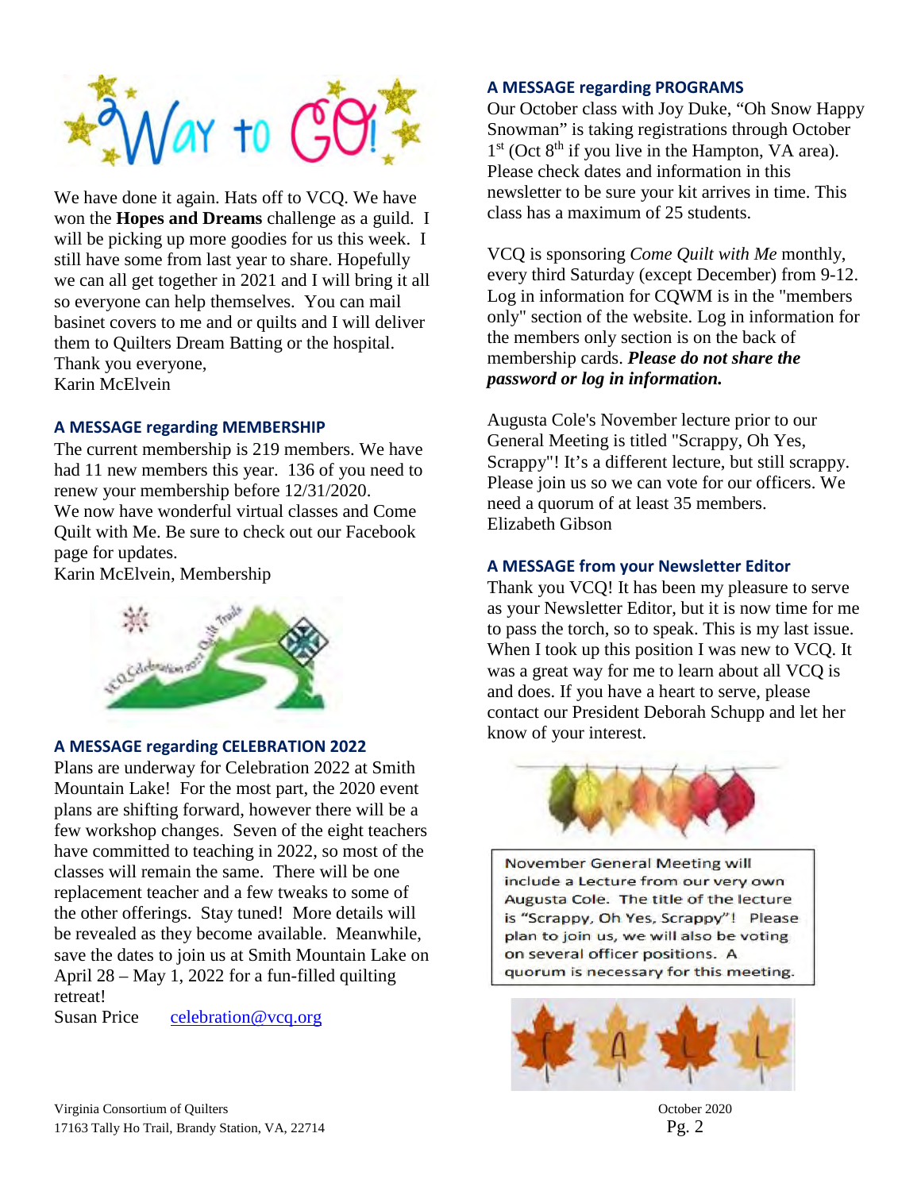We have done it again. Hats off to VCQ. We have won the **Hopes and Dreams** challenge as a guild. I will be picking up more goodies for us this week. I still have some from last year to share. Hopefully we can all get together in 2021 and I will bring it all so everyone can help themselves. You can mail basinet covers to me and or quilts and I will deliver them to Quilters Dream Batting or the hospital.
Thank you everyone,
Karin McElvein

## A MESSAGE regarding MEMBERSHIP

The current membership is 219 members. We have had 11 new members this year. 136 of you need to renew your membership before 12/31/2020.
We now have wonderful virtual classes and Come Quilt with Me. Be sure to check out our Facebook page for updates.
Karin McElvein, Membership

## A MESSAGE regarding CELEBRATION 2022

Plans are underway for Celebration 2022 at Smith Mountain Lake! For the most part, the 2020 event plans are shifting forward, however there will be a few workshop changes. Seven of the eight teachers have committed to teaching in 2022, so most of the classes will remain the same. There will be one replacement teacher and a few tweaks to some of the other offerings. Stay tuned! More details will be revealed as they become available. Meanwhile, save the dates to join us at Smith Mountain Lake on April 28 – May 1, 2022 for a fun-filled quilting retreat!
Susan Price    celebration@vcq.org

## A MESSAGE regarding PROGRAMS

Our October class with Joy Duke, "Oh Snow Happy Snowman" is taking registrations through October 1st (Oct 8th if you live in the Hampton, VA area). Please check dates and information in this newsletter to be sure your kit arrives in time. This class has a maximum of 25 students.

VCQ is sponsoring *Come Quilt with Me* monthly, every third Saturday (except December) from 9-12. Log in information for CQWM is in the "members only" section of the website. Log in information for the members only section is on the back of membership cards. ***Please do not share the password or log in information.***

Augusta Cole's November lecture prior to our General Meeting is titled "Scrappy, Oh Yes, Scrappy"! It's a different lecture, but still scrappy. Please join us so we can vote for our officers. We need a quorum of at least 35 members.
Elizabeth Gibson

## A MESSAGE from your Newsletter Editor

Thank you VCQ! It has been my pleasure to serve as your Newsletter Editor, but it is now time for me to pass the torch, so to speak. This is my last issue. When I took up this position I was new to VCQ. It was a great way for me to learn about all VCQ is and does. If you have a heart to serve, please contact our President Deborah Schupp and let her know of your interest.

November General Meeting will include a Lecture from our very own Augusta Cole. The title of the lecture is "Scrappy, Oh Yes, Scrappy"! Please plan to join us, we will also be voting on several officer positions. A quorum is necessary for this meeting.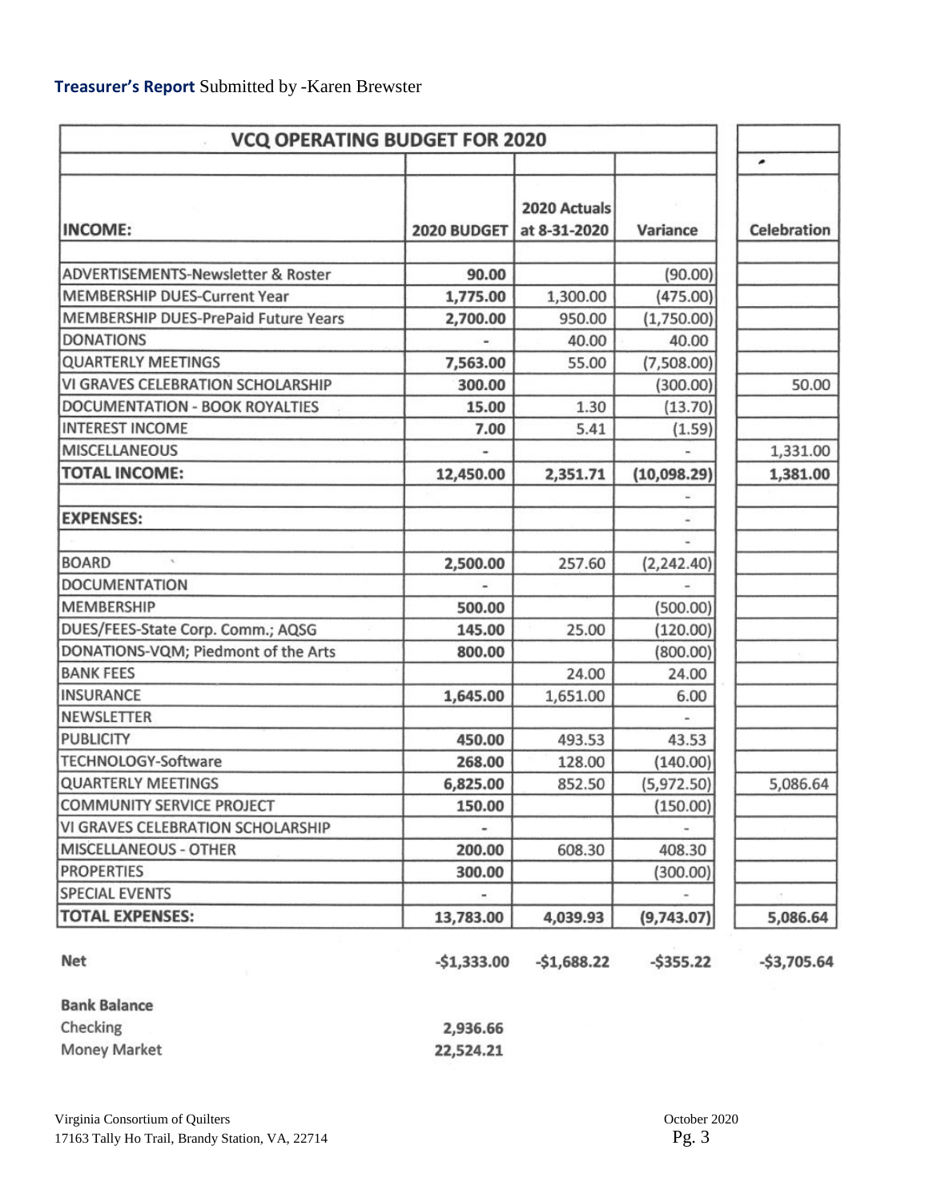**Treasurer's Report** Submitted by -Karen Brewster

| VCQ OPERATING BUDGET FOR 2020 | | | | |
|---|---|---|---|---|
| **INCOME:** | **2020 BUDGET** | **2020 Actuals at 8-31-2020** | **Variance** | **Celebration** |
| ADVERTISEMENTS-Newsletter & Roster | **90.00** | | (90.00) | |
| MEMBERSHIP DUES-Current Year | **1,775.00** | 1,300.00 | (475.00) | |
| MEMBERSHIP DUES-PrePaid Future Years | **2,700.00** | 950.00 | (1,750.00) | |
| DONATIONS | - | 40.00 | 40.00 | |
| QUARTERLY MEETINGS | **7,563.00** | 55.00 | (7,508.00) | |
| VI GRAVES CELEBRATION SCHOLARSHIP | **300.00** | | (300.00) | 50.00 |
| DOCUMENTATION - BOOK ROYALTIES | **15.00** | 1.30 | (13.70) | |
| INTEREST INCOME | **7.00** | 5.41 | (1.59) | |
| MISCELLANEOUS | - | | - | 1,331.00 |
| **TOTAL INCOME:** | **12,450.00** | **2,351.71** | **(10,098.29)** | **1,381.00** |
| | | | - | |
| **EXPENSES:** | | | - | |
| | | | - | |
| BOARD | **2,500.00** | 257.60 | (2,242.40) | |
| DOCUMENTATION | - | | - | |
| MEMBERSHIP | **500.00** | | (500.00) | |
| DUES/FEES-State Corp. Comm.; AQSG | **145.00** | 25.00 | (120.00) | |
| DONATIONS-VQM; Piedmont of the Arts | **800.00** | | (800.00) | |
| BANK FEES | | 24.00 | 24.00 | |
| INSURANCE | **1,645.00** | 1,651.00 | 6.00 | |
| NEWSLETTER | | | - | |
| PUBLICITY | **450.00** | 493.53 | 43.53 | |
| TECHNOLOGY-Software | **268.00** | 128.00 | (140.00) | |
| QUARTERLY MEETINGS | **6,825.00** | 852.50 | (5,972.50) | 5,086.64 |
| COMMUNITY SERVICE PROJECT | **150.00** | | (150.00) | |
| VI GRAVES CELEBRATION SCHOLARSHIP | - | | - | |
| MISCELLANEOUS - OTHER | **200.00** | 608.30 | 408.30 | |
| PROPERTIES | **300.00** | | (300.00) | |
| SPECIAL EVENTS | - | | - | |
| **TOTAL EXPENSES:** | **13,783.00** | **4,039.93** | **(9,743.07)** | **5,086.64** |
| **Net** | **-$1,333.00** | **-$1,688.22** | **-$355.22** | **-$3,705.64** |

**Bank Balance**

| | |
|---|---|
| Checking | 2,936.66 |
| Money Market | 22,524.21 |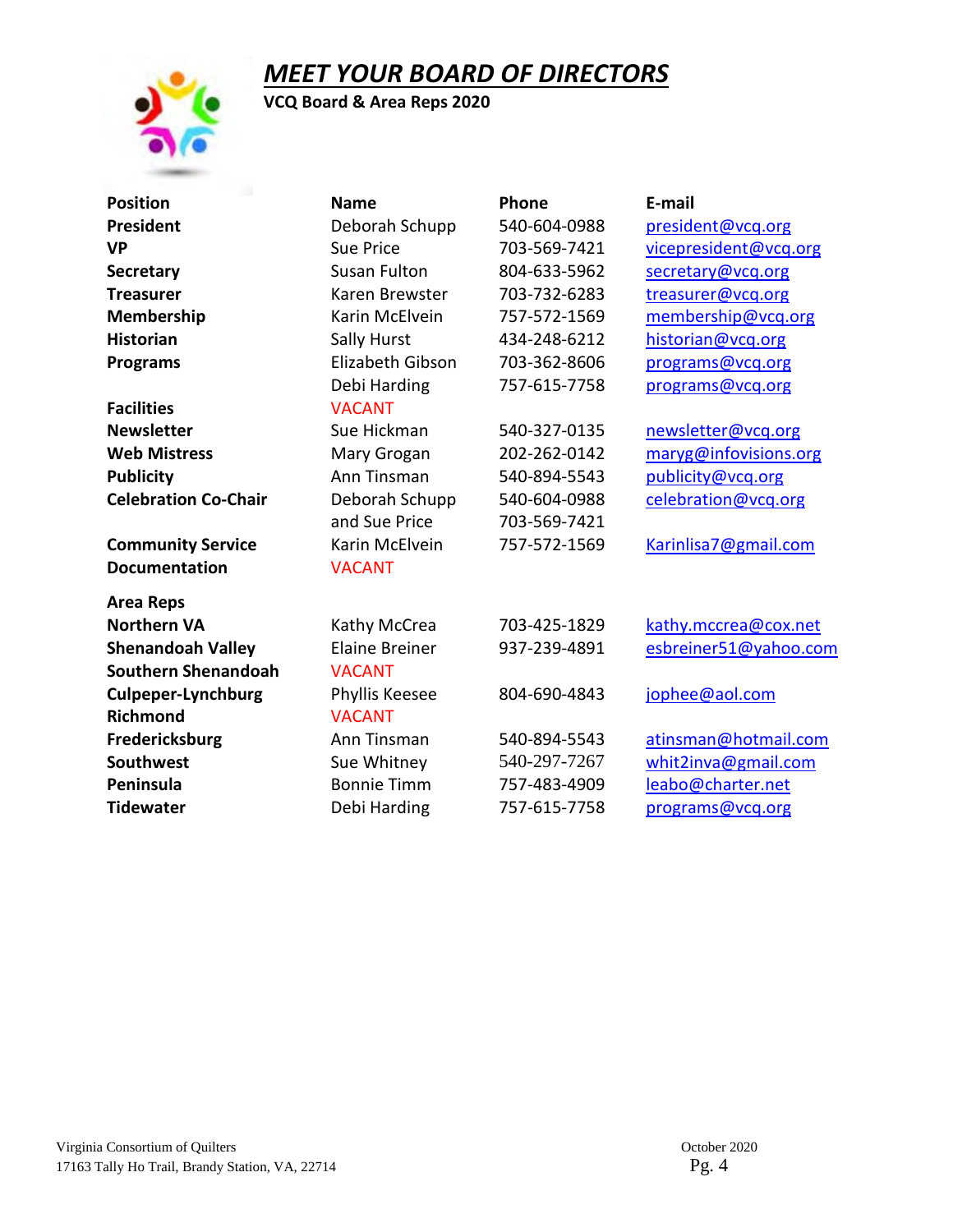# *MEET YOUR BOARD OF DIRECTORS*

**VCQ Board & Area Reps 2020**

| Position | Name | Phone | E-mail |
|---|---|---|---|
| **President** | Deborah Schupp | 540-604-0988 | president@vcq.org |
| **VP** | Sue Price | 703-569-7421 | vicepresident@vcq.org |
| **Secretary** | Susan Fulton | 804-633-5962 | secretary@vcq.org |
| **Treasurer** | Karen Brewster | 703-732-6283 | treasurer@vcq.org |
| **Membership** | Karin McElvein | 757-572-1569 | membership@vcq.org |
| **Historian** | Sally Hurst | 434-248-6212 | historian@vcq.org |
| **Programs** | Elizabeth Gibson | 703-362-8606 | programs@vcq.org |
| | Debi Harding | 757-615-7758 | programs@vcq.org |
| **Facilities** | VACANT | | |
| **Newsletter** | Sue Hickman | 540-327-0135 | newsletter@vcq.org |
| **Web Mistress** | Mary Grogan | 202-262-0142 | maryg@infovisions.org |
| **Publicity** | Ann Tinsman | 540-894-5543 | publicity@vcq.org |
| **Celebration Co-Chair** | Deborah Schupp | 540-604-0988 | celebration@vcq.org |
| | and Sue Price | 703-569-7421 | |
| **Community Service** | Karin McElvein | 757-572-1569 | Karinlisa7@gmail.com |
| **Documentation** | VACANT | | |
| **Area Reps** | | | |
| **Northern VA** | Kathy McCrea | 703-425-1829 | kathy.mccrea@cox.net |
| **Shenandoah Valley** | Elaine Breiner | 937-239-4891 | esbreiner51@yahoo.com |
| **Southern Shenandoah** | VACANT | | |
| **Culpeper-Lynchburg** | Phyllis Keesee | 804-690-4843 | jophee@aol.com |
| **Richmond** | VACANT | | |
| **Fredericksburg** | Ann Tinsman | 540-894-5543 | atinsman@hotmail.com |
| **Southwest** | Sue Whitney | 540-297-7267 | whit2inva@gmail.com |
| **Peninsula** | Bonnie Timm | 757-483-4909 | leabo@charter.net |
| **Tidewater** | Debi Harding | 757-615-7758 | programs@vcq.org |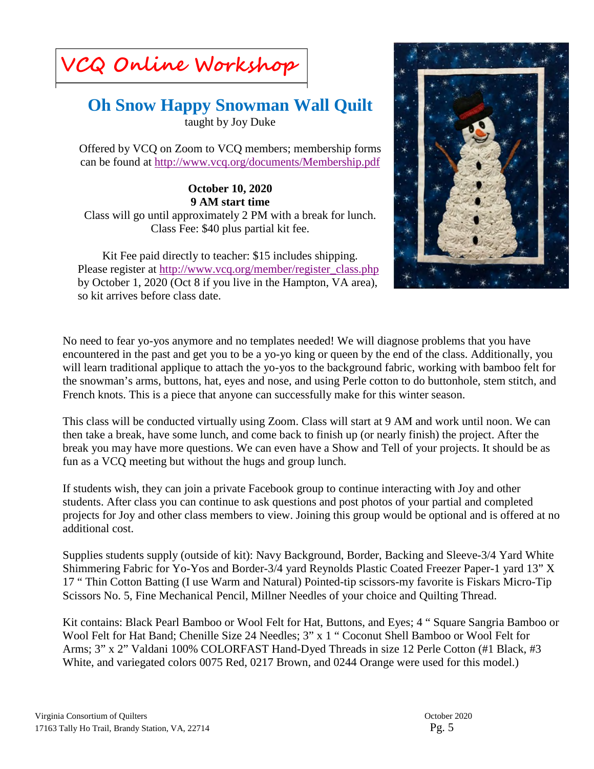# VCQ Online Workshop

## Oh Snow Happy Snowman Wall Quilt

taught by Joy Duke

Offered by VCQ on Zoom to VCQ members; membership forms can be found at http://www.vcq.org/documents/Membership.pdf

**October 10, 2020**
**9 AM start time**

Class will go until approximately 2 PM with a break for lunch.
Class Fee: $40 plus partial kit fee.

Kit Fee paid directly to teacher: $15 includes shipping.
Please register at http://www.vcq.org/member/register_class.php by October 1, 2020 (Oct 8 if you live in the Hampton, VA area), so kit arrives before class date.

No need to fear yo-yos anymore and no templates needed! We will diagnose problems that you have encountered in the past and get you to be a yo-yo king or queen by the end of the class. Additionally, you will learn traditional applique to attach the yo-yos to the background fabric, working with bamboo felt for the snowman's arms, buttons, hat, eyes and nose, and using Perle cotton to do buttonhole, stem stitch, and French knots. This is a piece that anyone can successfully make for this winter season.

This class will be conducted virtually using Zoom. Class will start at 9 AM and work until noon. We can then take a break, have some lunch, and come back to finish up (or nearly finish) the project. After the break you may have more questions. We can even have a Show and Tell of your projects. It should be as fun as a VCQ meeting but without the hugs and group lunch.

If students wish, they can join a private Facebook group to continue interacting with Joy and other students. After class you can continue to ask questions and post photos of your partial and completed projects for Joy and other class members to view. Joining this group would be optional and is offered at no additional cost.

Supplies students supply (outside of kit): Navy Background, Border, Backing and Sleeve-3/4 Yard White Shimmering Fabric for Yo-Yos and Border-3/4 yard Reynolds Plastic Coated Freezer Paper-1 yard 13" X 17 " Thin Cotton Batting (I use Warm and Natural) Pointed-tip scissors-my favorite is Fiskars Micro-Tip Scissors No. 5, Fine Mechanical Pencil, Millner Needles of your choice and Quilting Thread.

Kit contains: Black Pearl Bamboo or Wool Felt for Hat, Buttons, and Eyes; 4 " Square Sangria Bamboo or Wool Felt for Hat Band; Chenille Size 24 Needles; 3" x 1 " Coconut Shell Bamboo or Wool Felt for Arms; 3" x 2" Valdani 100% COLORFAST Hand-Dyed Threads in size 12 Perle Cotton (#1 Black, #3 White, and variegated colors 0075 Red, 0217 Brown, and 0244 Orange were used for this model.)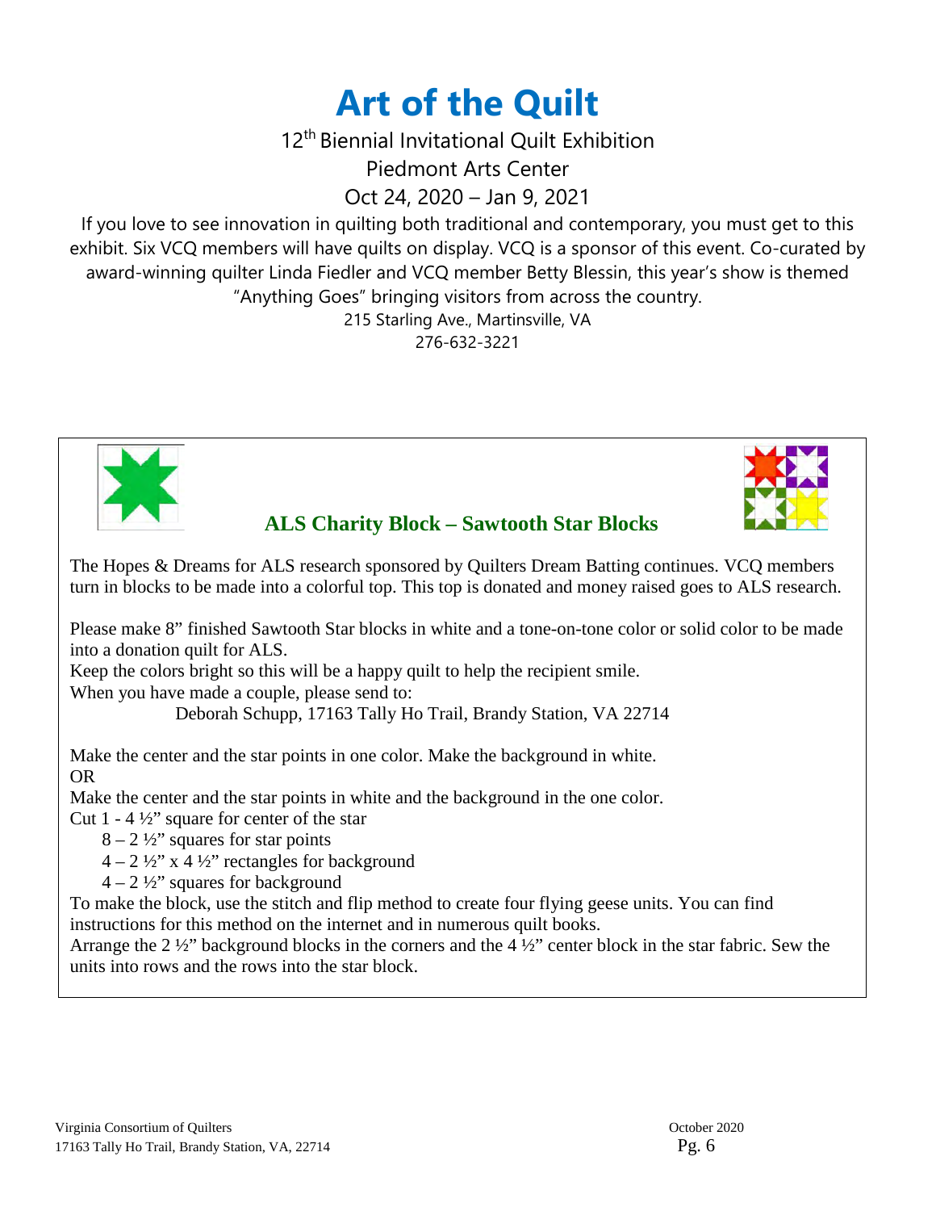# Art of the Quilt

12th Biennial Invitational Quilt Exhibition

Piedmont Arts Center

Oct 24, 2020 – Jan 9, 2021

If you love to see innovation in quilting both traditional and contemporary, you must get to this exhibit. Six VCQ members will have quilts on display. VCQ is a sponsor of this event. Co-curated by award-winning quilter Linda Fiedler and VCQ member Betty Blessin, this year's show is themed "Anything Goes" bringing visitors from across the country.

215 Starling Ave., Martinsville, VA

276-632-3221

## ALS Charity Block – Sawtooth Star Blocks

The Hopes & Dreams for ALS research sponsored by Quilters Dream Batting continues. VCQ members turn in blocks to be made into a colorful top. This top is donated and money raised goes to ALS research.

Please make 8" finished Sawtooth Star blocks in white and a tone-on-tone color or solid color to be made into a donation quilt for ALS.

Keep the colors bright so this will be a happy quilt to help the recipient smile.

When you have made a couple, please send to:

Deborah Schupp, 17163 Tally Ho Trail, Brandy Station, VA 22714

Make the center and the star points in one color. Make the background in white.

OR

Make the center and the star points in white and the background in the one color.

Cut 1 - 4 ½" square for center of the star

- 8 – 2 ½" squares for star points
- 4 – 2 ½" x 4 ½" rectangles for background
- 4 – 2 ½" squares for background

To make the block, use the stitch and flip method to create four flying geese units. You can find instructions for this method on the internet and in numerous quilt books.

Arrange the 2 ½" background blocks in the corners and the 4 ½" center block in the star fabric. Sew the units into rows and the rows into the star block.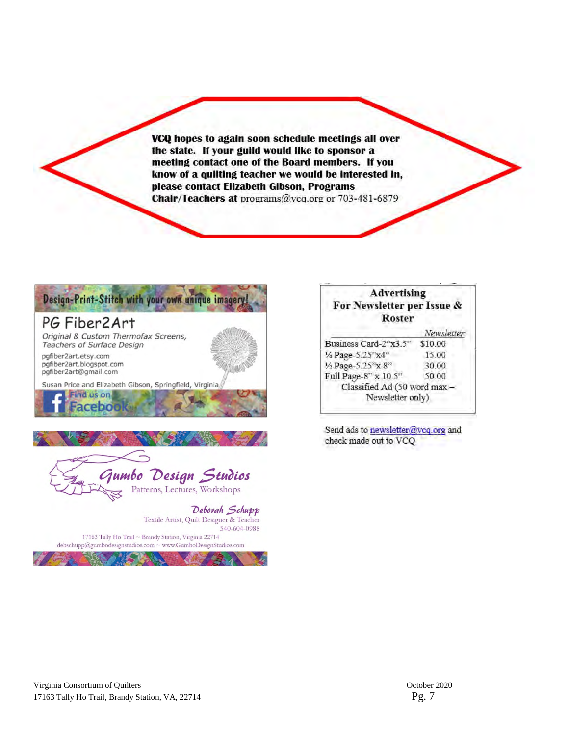**VCQ hopes to again soon schedule meetings all over the state. If your guild would like to sponsor a meeting contact one of the Board members. If you know of a quilting teacher we would be interested in, please contact Elizabeth Gibson, Programs Chair/Teachers at** programs@vcq.org or 703-481-6879

Design-Print-Stitch with your own unique imagery!

PG Fiber2Art

*Original & Custom Thermofax Screens, Teachers of Surface Design*

pgfiber2art.etsy.com
pgfiber2art.blogspot.com
pgfiber2art@gmail.com

Susan Price and Elizabeth Gibson, Springfield, Virginia

Find us on Facebook

Gumbo Design Studios

Patterns, Lectures, Workshops

Deborah Schupp

Textile Artist, Quilt Designer & Teacher

540-604-0988

17163 Tally Ho Trail ~ Brandy Station, Virginia 22714

debschupp@gumbodesignstudios.com ~ www.GumboDesignStudios.com

**Advertising For Newsletter per Issue & Roster**

| | *Newsletter* |
|---|---|
| Business Card-2"x3.5" | $10.00 |
| ¼ Page-5.25"x4" | 15.00 |
| ½ Page-5.25"x 8" | 30.00 |
| Full Page-8" x 10.5" | 50.00 |
| Classified Ad (50 word max – Newsletter only) | |

Send ads to newsletter@vcq.org and check made out to VCQ

Virginia Consortium of Quilters
17163 Tally Ho Trail, Brandy Station, VA, 22714

October 2020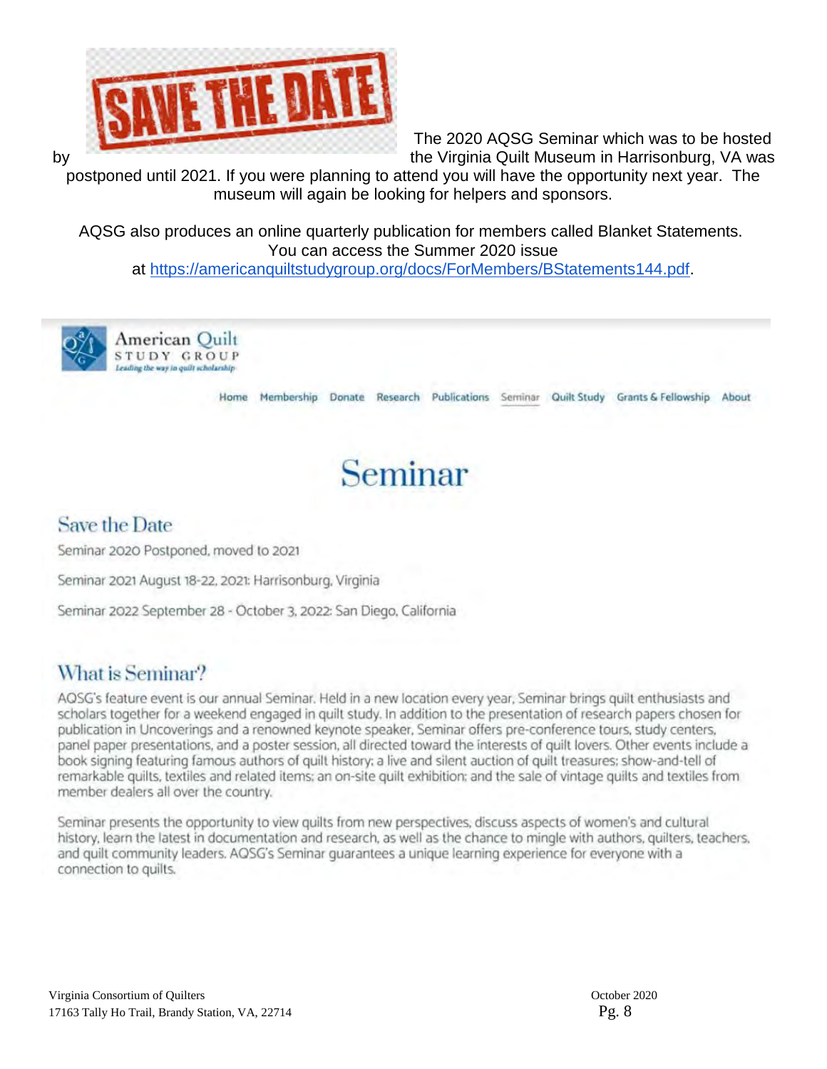SAVE THE DATE

The 2020 AQSG Seminar which was to be hosted by the Virginia Quilt Museum in Harrisonburg, VA was postponed until 2021. If you were planning to attend you will have the opportunity next year. The museum will again be looking for helpers and sponsors.

AQSG also produces an online quarterly publication for members called Blanket Statements. You can access the Summer 2020 issue at https://americanquiltstudygroup.org/docs/ForMembers/BStatements144.pdf.

American Quilt STUDY GROUP
*Leading the way in quilt scholarship*

Home Membership Donate Research Publications Seminar Quilt Study Grants & Fellowship About

# Seminar

## Save the Date

Seminar 2020 Postponed, moved to 2021

Seminar 2021 August 18-22, 2021: Harrisonburg, Virginia

Seminar 2022 September 28 - October 3, 2022: San Diego, California

## What is Seminar?

AQSG's feature event is our annual Seminar. Held in a new location every year, Seminar brings quilt enthusiasts and scholars together for a weekend engaged in quilt study. In addition to the presentation of research papers chosen for publication in Uncoverings and a renowned keynote speaker, Seminar offers pre-conference tours, study centers, panel paper presentations, and a poster session, all directed toward the interests of quilt lovers. Other events include a book signing featuring famous authors of quilt history; a live and silent auction of quilt treasures; show-and-tell of remarkable quilts, textiles and related items; an on-site quilt exhibition; and the sale of vintage quilts and textiles from member dealers all over the country.

Seminar presents the opportunity to view quilts from new perspectives, discuss aspects of women's and cultural history, learn the latest in documentation and research, as well as the chance to mingle with authors, quilters, teachers, and quilt community leaders. AQSG's Seminar guarantees a unique learning experience for everyone with a connection to quilts.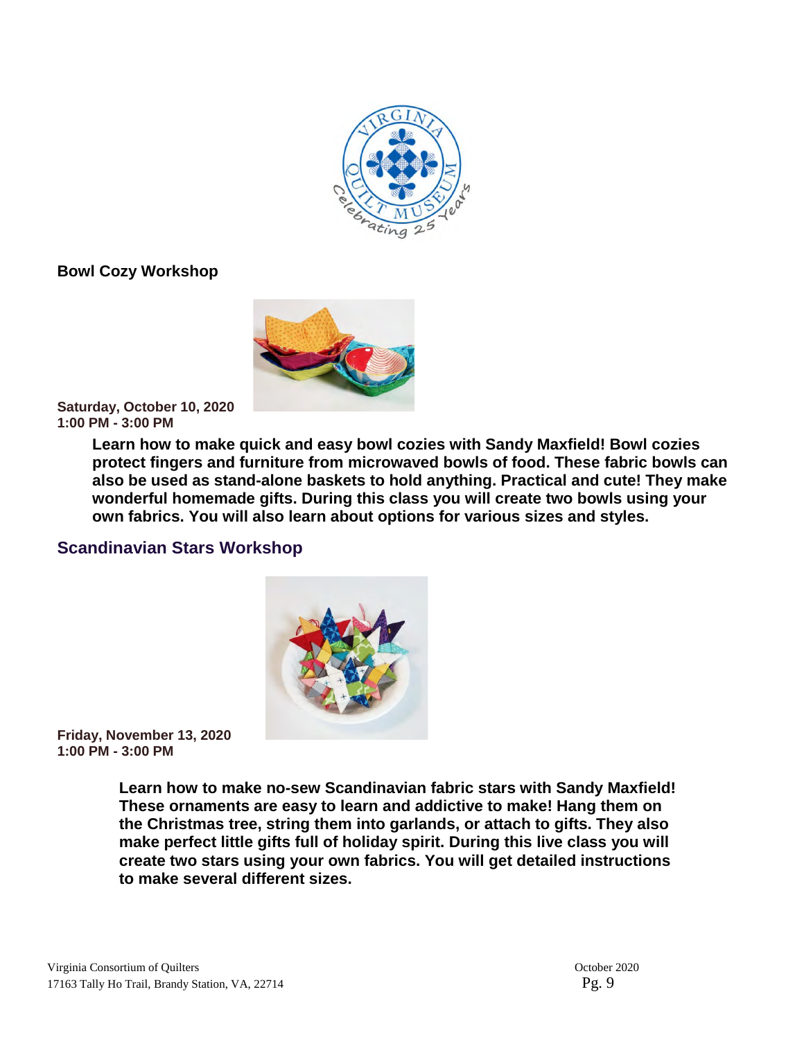## Bowl Cozy Workshop

**Saturday, October 10, 2020**
**1:00 PM - 3:00 PM**

**Learn how to make quick and easy bowl cozies with Sandy Maxfield! Bowl cozies protect fingers and furniture from microwaved bowls of food. These fabric bowls can also be used as stand-alone baskets to hold anything. Practical and cute! They make wonderful homemade gifts. During this class you will create two bowls using your own fabrics. You will also learn about options for various sizes and styles.**

## Scandinavian Stars Workshop

**Friday, November 13, 2020**
**1:00 PM - 3:00 PM**

**Learn how to make no-sew Scandinavian fabric stars with Sandy Maxfield! These ornaments are easy to learn and addictive to make! Hang them on the Christmas tree, string them into garlands, or attach to gifts. They also make perfect little gifts full of holiday spirit. During this live class you will create two stars using your own fabrics. You will get detailed instructions to make several different sizes.**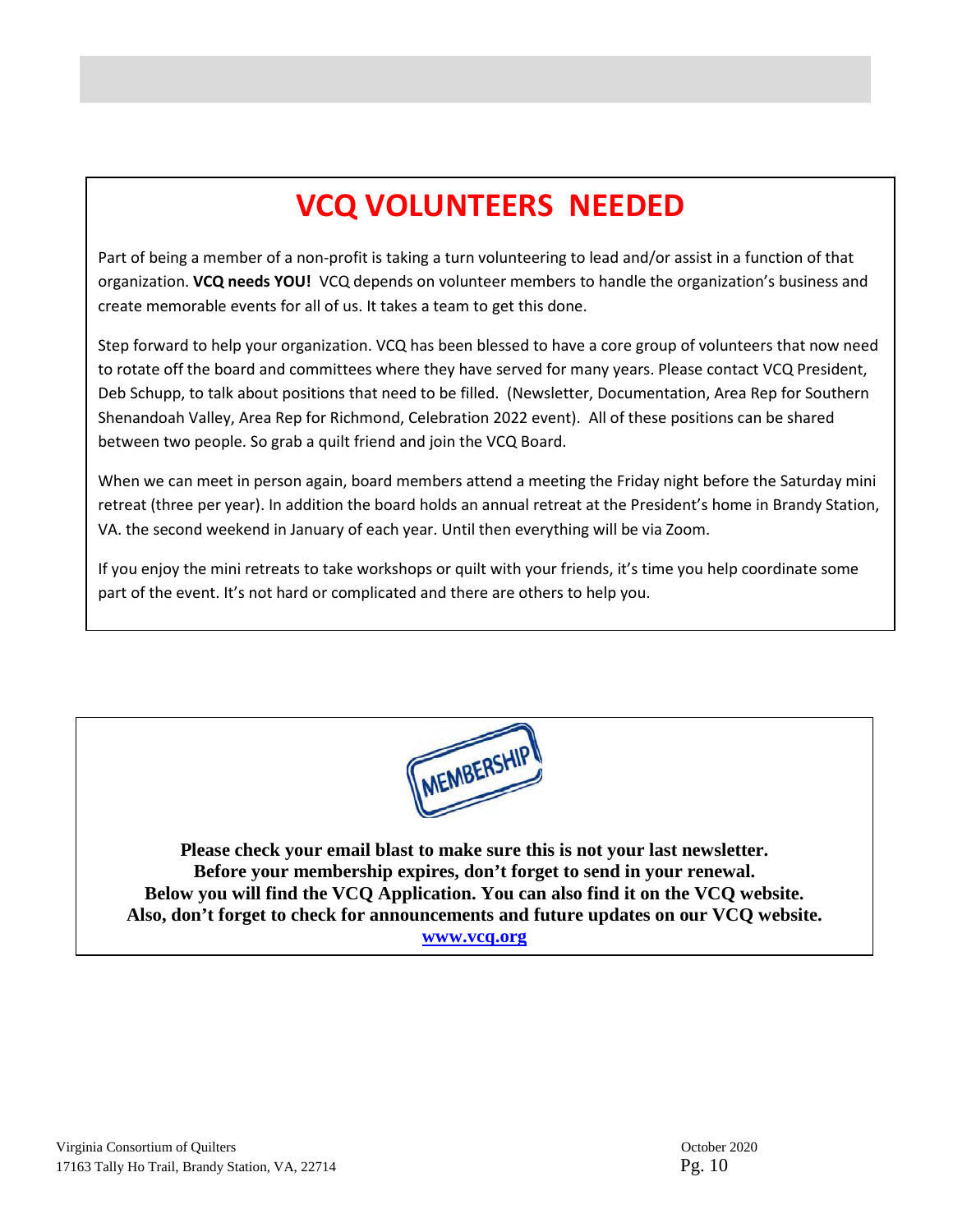# VCQ VOLUNTEERS NEEDED

Part of being a member of a non-profit is taking a turn volunteering to lead and/or assist in a function of that organization. **VCQ needs YOU!** VCQ depends on volunteer members to handle the organization's business and create memorable events for all of us. It takes a team to get this done.

Step forward to help your organization. VCQ has been blessed to have a core group of volunteers that now need to rotate off the board and committees where they have served for many years. Please contact VCQ President, Deb Schupp, to talk about positions that need to be filled. (Newsletter, Documentation, Area Rep for Southern Shenandoah Valley, Area Rep for Richmond, Celebration 2022 event). All of these positions can be shared between two people. So grab a quilt friend and join the VCQ Board.

When we can meet in person again, board members attend a meeting the Friday night before the Saturday mini retreat (three per year). In addition the board holds an annual retreat at the President's home in Brandy Station, VA. the second weekend in January of each year. Until then everything will be via Zoom.

If you enjoy the mini retreats to take workshops or quilt with your friends, it's time you help coordinate some part of the event. It's not hard or complicated and there are others to help you.

MEMBERSHIP

**Please check your email blast to make sure this is not your last newsletter.**
**Before your membership expires, don't forget to send in your renewal.**
**Below you will find the VCQ Application. You can also find it on the VCQ website.**
**Also, don't forget to check for announcements and future updates on our VCQ website.**
**www.vcq.org**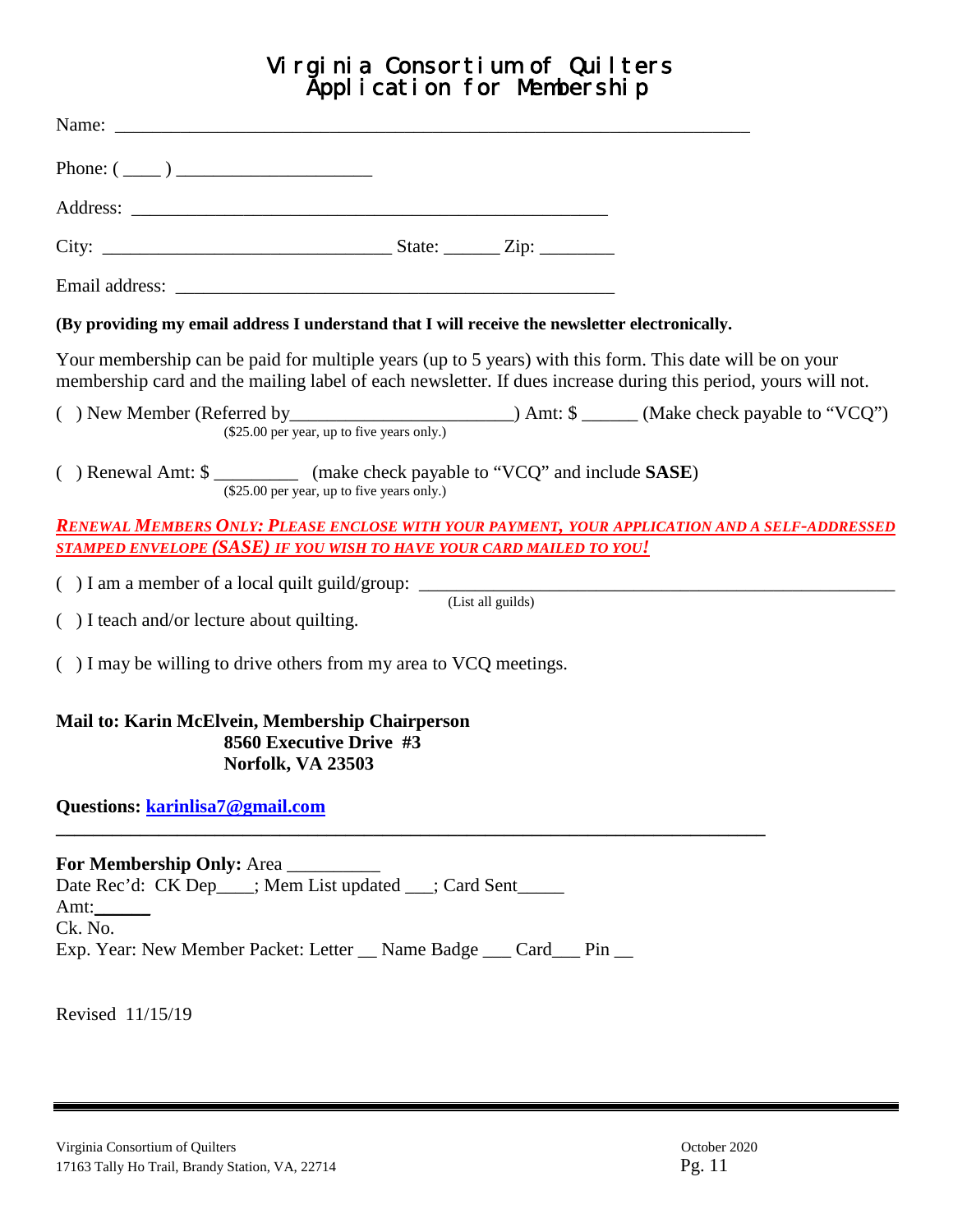# Virginia Consortium of Quilters
## Application for Membership

Name: ______________________________________________________________________

Phone: ( ____ ) ____________________

Address: ____________________________________________________

City: _______________________________ State: ______ Zip: ________

Email address: ________________________________________________

**(By providing my email address I understand that I will receive the newsletter electronically.**

Your membership can be paid for multiple years (up to 5 years) with this form. This date will be on your membership card and the mailing label of each newsletter. If dues increase during this period, yours will not.

( ) New Member (Referred by________________________) Amt: $ ______ (Make check payable to "VCQ")
($25.00 per year, up to five years only.)

( ) Renewal Amt: $ _________ (make check payable to "VCQ" and include **SASE**)
($25.00 per year, up to five years only.)

***RENEWAL MEMBERS ONLY: PLEASE ENCLOSE WITH YOUR PAYMENT, YOUR APPLICATION AND A SELF-ADDRESSED STAMPED ENVELOPE (SASE) IF YOU WISH TO HAVE YOUR CARD MAILED TO YOU!***

( ) I am a member of a local quilt guild/group: ____________________________________________________
(List all guilds)

( ) I teach and/or lecture about quilting.

( ) I may be willing to drive others from my area to VCQ meetings.

**Mail to: Karin McElvein, Membership Chairperson**
**8560 Executive Drive #3**
**Norfolk, VA 23503**

**Questions: karinlisa7@gmail.com**

---

**For Membership Only:** Area __________
Date Rec'd: CK Dep____; Mem List updated ___; Card Sent_____
Amt:______
Ck. No.
Exp. Year: New Member Packet: Letter __ Name Badge ___ Card___ Pin __

Revised 11/15/19